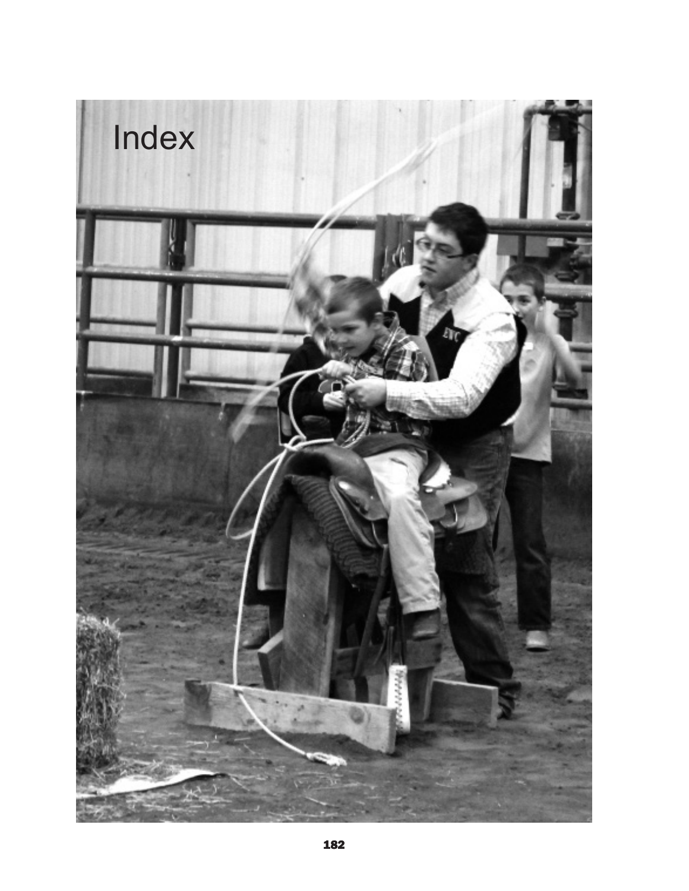# Index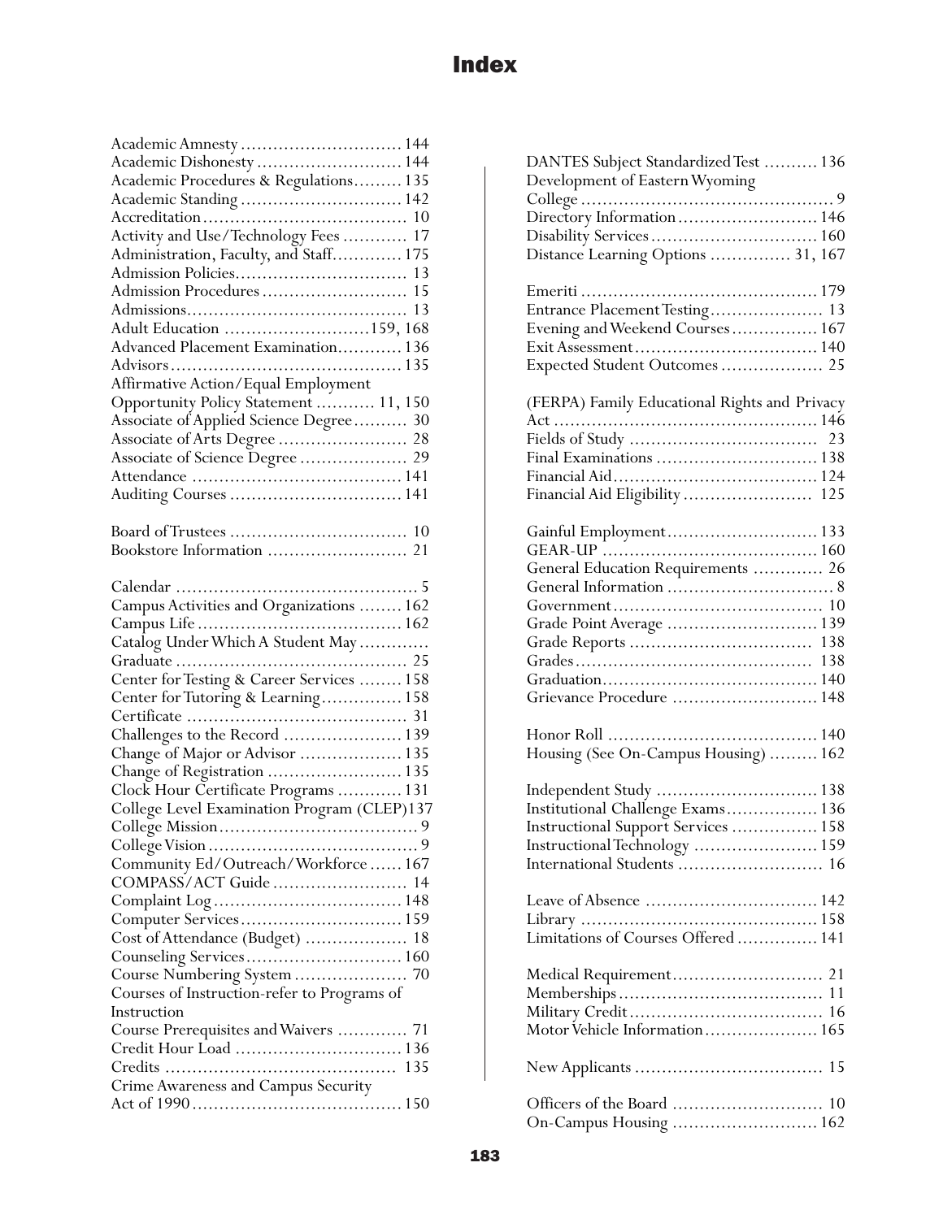# Index

Academic Amnesty .............................. 144
Academic Dishonesty ........................... 144
Academic Procedures & Regulations......... 135
Academic Standing .............................. 142
Accreditation...................................... 10
Activity and Use/Technology Fees ............ 17
Administration, Faculty, and Staff............. 175
Admission Policies................................ 13
Admission Procedures ........................... 15
Admissions......................................... 13
Adult Education ...........................159, 168
Advanced Placement Examination............ 136
Advisors........................................... 135
Affirmative Action/Equal Employment Opportunity Policy Statement ........... 11, 150
Associate of Applied Science Degree.......... 30
Associate of Arts Degree ........................ 28
Associate of Science Degree .................... 29
Attendance ....................................... 141
Auditing Courses ................................ 141

Board of Trustees ................................. 10
Bookstore Information .......................... 21

Calendar ............................................. 5
Campus Activities and Organizations ........ 162
Campus Life ...................................... 162
Catalog Under Which A Student May Graduate ............................................ 25
Center for Testing & Career Services ........ 158
Center for Tutoring & Learning............... 158
Certificate ......................................... 31
Challenges to the Record ...................... 139
Change of Major or Advisor ................... 135
Change of Registration ......................... 135
Clock Hour Certificate Programs ............ 131
College Level Examination Program (CLEP)137
College Mission..................................... 9
College Vision....................................... 9
Community Ed/Outreach/Workforce ...... 167
COMPASS/ACT Guide ......................... 14
Complaint Log ................................... 148
Computer Services.............................. 159
Cost of Attendance (Budget) ................... 18
Counseling Services............................. 160
Course Numbering System ..................... 70
Courses of Instruction-refer to Programs of Instruction
Course Prerequisites and Waivers ............. 71
Credit Hour Load ............................... 136
Credits ............................................ 135
Crime Awareness and Campus Security Act of 1990....................................... 150

DANTES Subject Standardized Test .......... 136
Development of Eastern Wyoming College ............................................... 9
Directory Information .......................... 146
Disability Services ............................... 160
Distance Learning Options ............... 31, 167

Emeriti ............................................ 179
Entrance Placement Testing..................... 13
Evening and Weekend Courses................ 167
Exit Assessment.................................. 140
Expected Student Outcomes ................... 25

(FERPA) Family Educational Rights and Privacy Act ................................................ 146
Fields of Study .................................... 23
Final Examinations .............................. 138
Financial Aid...................................... 124
Financial Aid Eligibility ........................ 125

Gainful Employment............................ 133
GEAR-UP ........................................ 160
General Education Requirements ............. 26
General Information ............................... 8
Government....................................... 10
Grade Point Average ............................ 139
Grade Reports ................................... 138
Grades............................................. 138
Graduation........................................ 140
Grievance Procedure ........................... 148

Honor Roll ....................................... 140
Housing (See On-Campus Housing) ......... 162

Independent Study .............................. 138
Institutional Challenge Exams................. 136
Instructional Support Services ................ 158
Instructional Technology ....................... 159
International Students ........................... 16

Leave of Absence ................................ 142
Library ............................................ 158
Limitations of Courses Offered ............... 141

Medical Requirement............................ 21
Memberships ...................................... 11
Military Credit.................................... 16
Motor Vehicle Information..................... 165

New Applicants ................................... 15

Officers of the Board ............................ 10
On-Campus Housing ........................... 162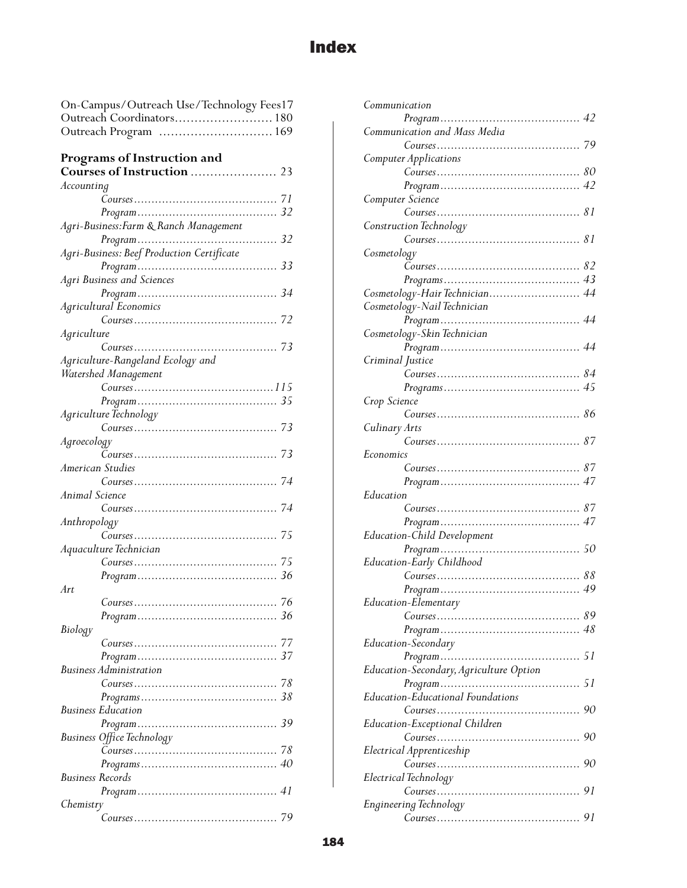# Index

On-Campus/Outreach Use/Technology Fees 17
Outreach Coordinators 180
Outreach Program 169

**Programs of Instruction and Courses of Instruction** 23

*Accounting*
- *Courses* 71
- *Program* 32

*Agri-Business:Farm & Ranch Management*
- *Program* 32

*Agri-Business: Beef Production Certificate*
- *Program* 33

*Agri Business and Sciences*
- *Program* 34

*Agricultural Economics*
- *Courses* 72

*Agriculture*
- *Courses* 73

*Agriculture-Rangeland Ecology and Watershed Management*
- *Courses* 115
- *Program* 35

*Agriculture Technology*
- *Courses* 73

*Agroecology*
- *Courses* 73

*American Studies*
- *Courses* 74

*Animal Science*
- *Courses* 74

*Anthropology*
- *Courses* 75

*Aquaculture Technician*
- *Courses* 75
- *Program* 36

*Art*
- *Courses* 76
- *Program* 36

*Biology*
- *Courses* 77
- *Program* 37

*Business Administration*
- *Courses* 78
- *Programs* 38

*Business Education*
- *Program* 39

*Business Office Technology*
- *Courses* 78
- *Programs* 40

*Business Records*
- *Program* 41

*Chemistry*
- *Courses* 79

*Communication*
- *Program* 42

*Communication and Mass Media*
- *Courses* 79

*Computer Applications*
- *Courses* 80
- *Program* 42

*Computer Science*
- *Courses* 81

*Construction Technology*
- *Courses* 81

*Cosmetology*
- *Courses* 82
- *Programs* 43

*Cosmetology-Hair Technician* 44

*Cosmetology-Nail Technician*
- *Program* 44

*Cosmetology-Skin Technician*
- *Program* 44

*Criminal Justice*
- *Courses* 84
- *Programs* 45

*Crop Science*
- *Courses* 86

*Culinary Arts*
- *Courses* 87

*Economics*
- *Courses* 87
- *Program* 47

*Education*
- *Courses* 87
- *Program* 47

*Education-Child Development*
- *Program* 50

*Education-Early Childhood*
- *Courses* 88
- *Program* 49

*Education-Elementary*
- *Courses* 89
- *Program* 48

*Education-Secondary*
- *Program* 51

*Education-Secondary, Agriculture Option*
- *Program* 51

*Education-Educational Foundations*
- *Courses* 90

*Education-Exceptional Children*
- *Courses* 90

*Electrical Apprenticeship*
- *Courses* 90

*Electrical Technology*
- *Courses* 91

*Engineering Technology*
- *Courses* 91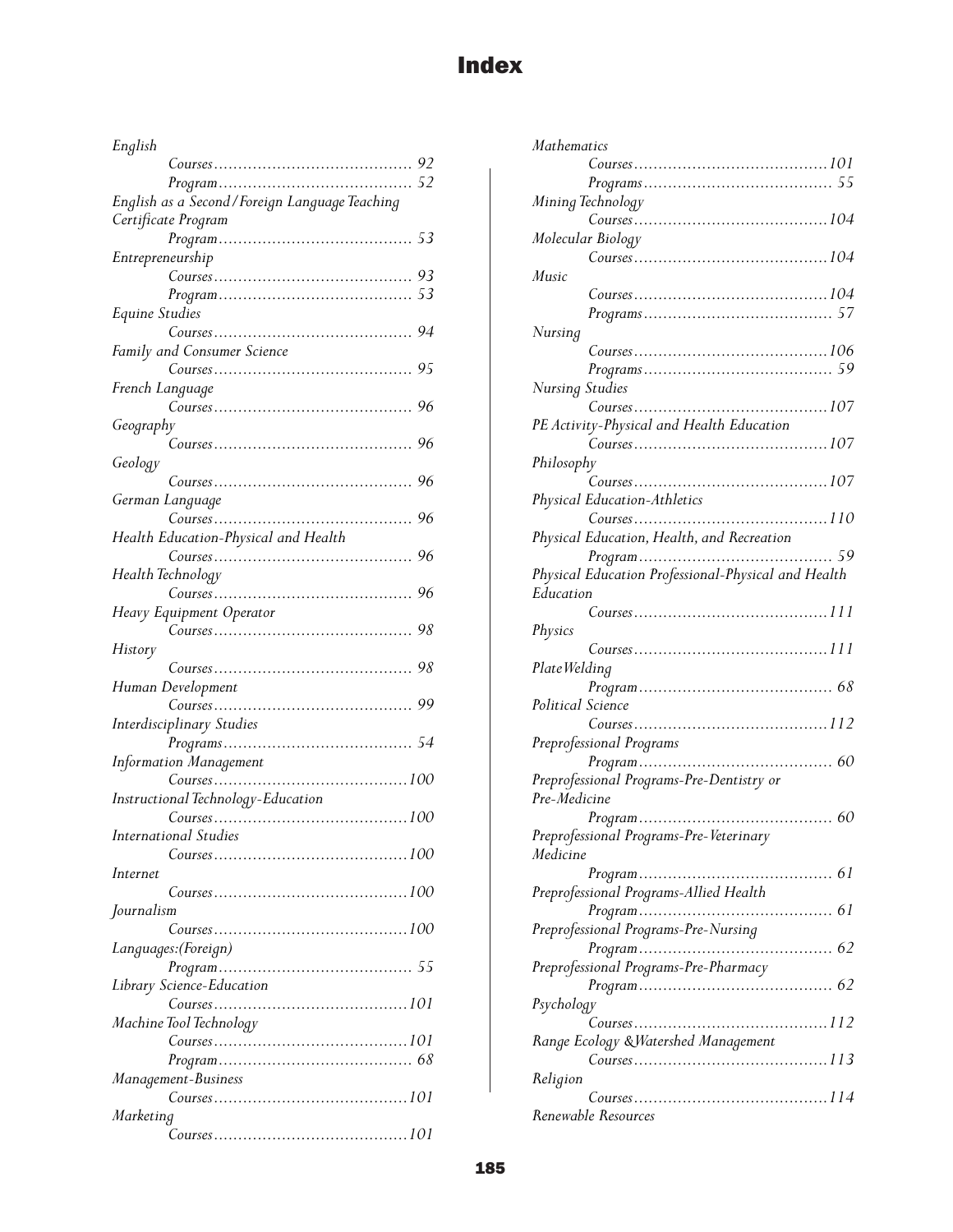# Index

*English*
- *Courses......................................... 92*
- *Program......................................... 52*

*English as a Second/Foreign Language Teaching Certificate Program*
- *Program......................................... 53*

*Entrepreneurship*
- *Courses......................................... 93*
- *Program......................................... 53*

*Equine Studies*
- *Courses......................................... 94*

*Family and Consumer Science*
- *Courses......................................... 95*

*French Language*
- *Courses......................................... 96*

*Geography*
- *Courses......................................... 96*

*Geology*
- *Courses......................................... 96*

*German Language*
- *Courses......................................... 96*

*Health Education-Physical and Health*
- *Courses......................................... 96*

*Health Technology*
- *Courses......................................... 96*

*Heavy Equipment Operator*
- *Courses......................................... 98*

*History*
- *Courses......................................... 98*

*Human Development*
- *Courses......................................... 99*

*Interdisciplinary Studies*
- *Programs....................................... 54*

*Information Management*
- *Courses........................................ 100*

*Instructional Technology-Education*
- *Courses........................................ 100*

*International Studies*
- *Courses........................................ 100*

*Internet*
- *Courses........................................ 100*

*Journalism*
- *Courses........................................ 100*

*Languages:(Foreign)*
- *Program......................................... 55*

*Library Science-Education*
- *Courses........................................ 101*

*Machine Tool Technology*
- *Courses........................................ 101*
- *Program......................................... 68*

*Management-Business*
- *Courses........................................ 101*

*Marketing*
- *Courses........................................ 101*

*Mathematics*
- *Courses........................................ 101*
- *Programs....................................... 55*

*Mining Technology*
- *Courses........................................ 104*

*Molecular Biology*
- *Courses........................................ 104*

*Music*
- *Courses........................................ 104*
- *Programs....................................... 57*

*Nursing*
- *Courses........................................ 106*
- *Programs....................................... 59*

*Nursing Studies*
- *Courses........................................ 107*

*PE Activity-Physical and Health Education*
- *Courses........................................ 107*

*Philosophy*
- *Courses........................................ 107*

*Physical Education-Athletics*
- *Courses........................................ 110*

*Physical Education, Health, and Recreation*
- *Program......................................... 59*

*Physical Education Professional-Physical and Health Education*
- *Courses........................................ 111*

*Physics*
- *Courses........................................ 111*

*Plate Welding*
- *Program......................................... 68*

*Political Science*
- *Courses........................................ 112*

*Preprofessional Programs*
- *Program......................................... 60*

*Preprofessional Programs-Pre-Dentistry or Pre-Medicine*
- *Program......................................... 60*

*Preprofessional Programs-Pre-Veterinary Medicine*
- *Program......................................... 61*

*Preprofessional Programs-Allied Health*
- *Program......................................... 61*

*Preprofessional Programs-Pre-Nursing*
- *Program......................................... 62*

*Preprofessional Programs-Pre-Pharmacy*
- *Program......................................... 62*

*Psychology*
- *Courses........................................ 112*

*Range Ecology &Watershed Management*
- *Courses........................................ 113*

*Religion*
- *Courses........................................ 114*

*Renewable Resources*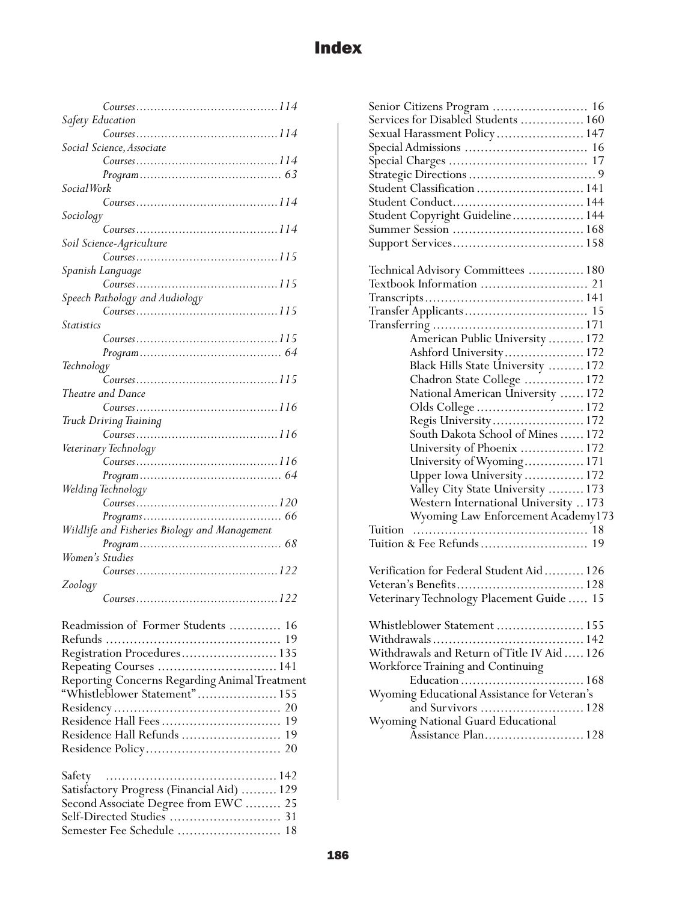# Index

*Courses* .......................................114

*Safety Education*

*Courses* .......................................114

*Social Science, Associate*

*Courses* .......................................114

*Program* ....................................... 63

*Social Work*

*Courses* .......................................114

*Sociology*

*Courses* .......................................114

*Soil Science-Agriculture*

*Courses* .......................................115

*Spanish Language*

*Courses* .......................................115

*Speech Pathology and Audiology*

*Courses* .......................................115

*Statistics*

*Courses* .......................................115

*Program* ....................................... 64

*Technology*

*Courses* .......................................115

*Theatre and Dance*

*Courses* .......................................116

*Truck Driving Training*

*Courses* .......................................116

*Veterinary Technology*

*Courses* .......................................116

*Program* ....................................... 64

*Welding Technology*

*Courses* .......................................120

*Programs* ....................................... 66

*Wildlife and Fisheries Biology and Management*

*Program* ....................................... 68

*Women's Studies*

*Courses* .......................................122

*Zoology*

*Courses* .......................................122

Readmission of Former Students ............. 16
Refunds ............................................ 19
Registration Procedures........................ 135
Repeating Courses .............................. 141
Reporting Concerns Regarding Animal Treatment
"Whistleblower Statement".................... 155
Residency .......................................... 20
Residence Hall Fees .............................. 19
Residence Hall Refunds ......................... 19
Residence Policy.................................. 20

Safety ........................................... 142
Satisfactory Progress (Financial Aid) ......... 129
Second Associate Degree from EWC ......... 25
Self-Directed Studies ............................ 31
Semester Fee Schedule .......................... 18
Senior Citizens Program ........................ 16
Services for Disabled Students ................ 160
Sexual Harassment Policy ...................... 147
Special Admissions ............................... 16
Special Charges ................................... 17
Strategic Directions ................................ 9
Student Classification ........................... 141
Student Conduct................................. 144
Student Copyright Guideline.................. 144
Summer Session ................................. 168
Support Services................................. 158

Technical Advisory Committees .............. 180
Textbook Information ........................... 21
Transcripts........................................ 141
Transfer Applicants ............................... 15
Transferring ...................................... 171

- American Public University ......... 172
- Ashford University.................... 172
- Black Hills State University ......... 172
- Chadron State College ............... 172
- National American University ...... 172
- Olds College ........................... 172
- Regis University....................... 172
- South Dakota School of Mines ...... 172
- University of Phoenix ................ 172
- University of Wyoming............... 171
- Upper Iowa University ............... 172
- Valley City State University ......... 173
- Western International University .. 173
- Wyoming Law Enforcement Academy173

Tuition ............................................ 18
Tuition & Fee Refunds ........................... 19

Verification for Federal Student Aid .......... 126
Veteran's Benefits................................ 128
Veterinary Technology Placement Guide ..... 15

Whistleblower Statement ...................... 155
Withdrawals ...................................... 142
Withdrawals and Return of Title IV Aid ..... 126
Workforce Training and Continuing
Education ............................... 168
Wyoming Educational Assistance for Veteran's
and Survivors .......................... 128
Wyoming National Guard Educational
Assistance Plan......................... 128